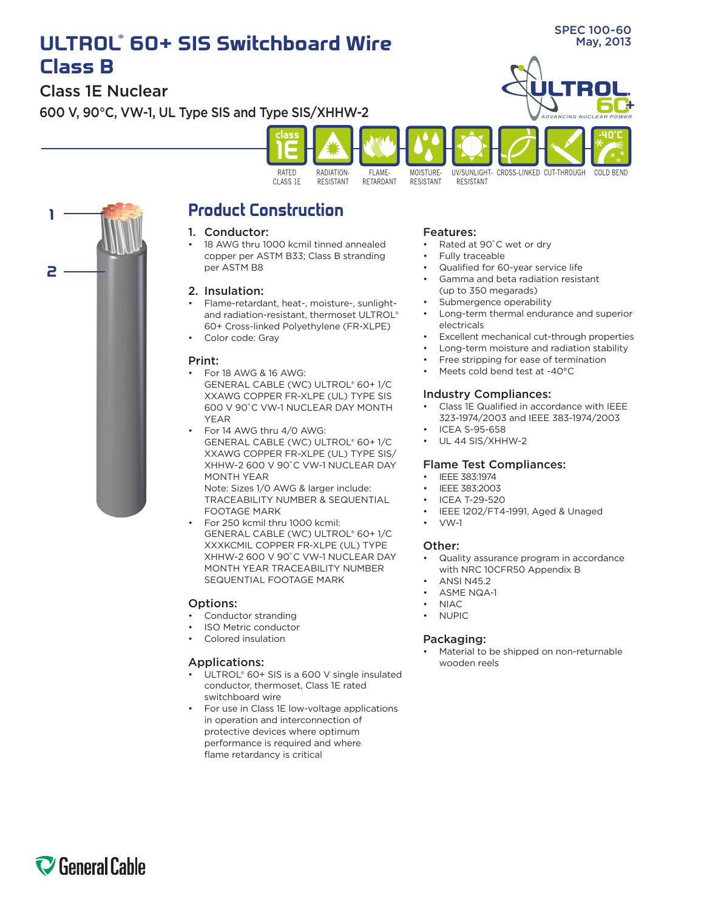# ULTROL® 60+ SIS Switchboard Wire Class B

SPEC 100-60
May, 2013

## Class 1E Nuclear

### 600 V, 90°C, VW-1, UL Type SIS and Type SIS/XHHW-2

RATED CLASS 1E | RADIATION-RESISTANT | FLAME-RETARDANT | MOISTURE-RESISTANT | UV/SUNLIGHT-RESISTANT | CROSS-LINKED | CUT-THROUGH | COLD BEND

## Product Construction

### 1. Conductor:

- 18 AWG thru 1000 kcmil tinned annealed copper per ASTM B33; Class B stranding per ASTM B8

### 2. Insulation:

- Flame-retardant, heat-, moisture-, sunlight- and radiation-resistant, thermoset ULTROL® 60+ Cross-linked Polyethylene (FR-XLPE)
- Color code: Gray

### Print:

- For 18 AWG & 16 AWG:
  GENERAL CABLE (WC) ULTROL® 60+ 1/C XXAWG COPPER FR-XLPE (UL) TYPE SIS 600 V 90˚C VW-1 NUCLEAR DAY MONTH YEAR
- For 14 AWG thru 4/0 AWG:
  GENERAL CABLE (WC) ULTROL® 60+ 1/C XXAWG COPPER FR-XLPE (UL) TYPE SIS/XHHW-2 600 V 90˚C VW-1 NUCLEAR DAY MONTH YEAR
  Note: Sizes 1/0 AWG & larger include: TRACEABILITY NUMBER & SEQUENTIAL FOOTAGE MARK
- For 250 kcmil thru 1000 kcmil:
  GENERAL CABLE (WC) ULTROL® 60+ 1/C XXXKCMIL COPPER FR-XLPE (UL) TYPE XHHW-2 600 V 90˚C VW-1 NUCLEAR DAY MONTH YEAR TRACEABILITY NUMBER SEQUENTIAL FOOTAGE MARK

### Options:

- Conductor stranding
- ISO Metric conductor
- Colored insulation

### Applications:

- ULTROL® 60+ SIS is a 600 V single insulated conductor, thermoset, Class 1E rated switchboard wire
- For use in Class 1E low-voltage applications in operation and interconnection of protective devices where optimum performance is required and where flame retardancy is critical

### Features:

- Rated at 90˚C wet or dry
- Fully traceable
- Qualified for 60-year service life
- Gamma and beta radiation resistant (up to 350 megarads)
- Submergence operability
- Long-term thermal endurance and superior electricals
- Excellent mechanical cut-through properties
- Long-term moisture and radiation stability
- Free stripping for ease of termination
- Meets cold bend test at -40°C

### Industry Compliances:

- Class 1E Qualified in accordance with IEEE 323-1974/2003 and IEEE 383-1974/2003
- ICEA S-95-658
- UL 44 SIS/XHHW-2

### Flame Test Compliances:

- IEEE 383:1974
- IEEE 383:2003
- ICEA T-29-520
- IEEE 1202/FT4-1991, Aged & Unaged
- VW-1

### Other:

- Quality assurance program in accordance with NRC 10CFR50 Appendix B
- ANSI N45.2
- ASME NQA-1
- NIAC
- NUPIC

### Packaging:

- Material to be shipped on non-returnable wooden reels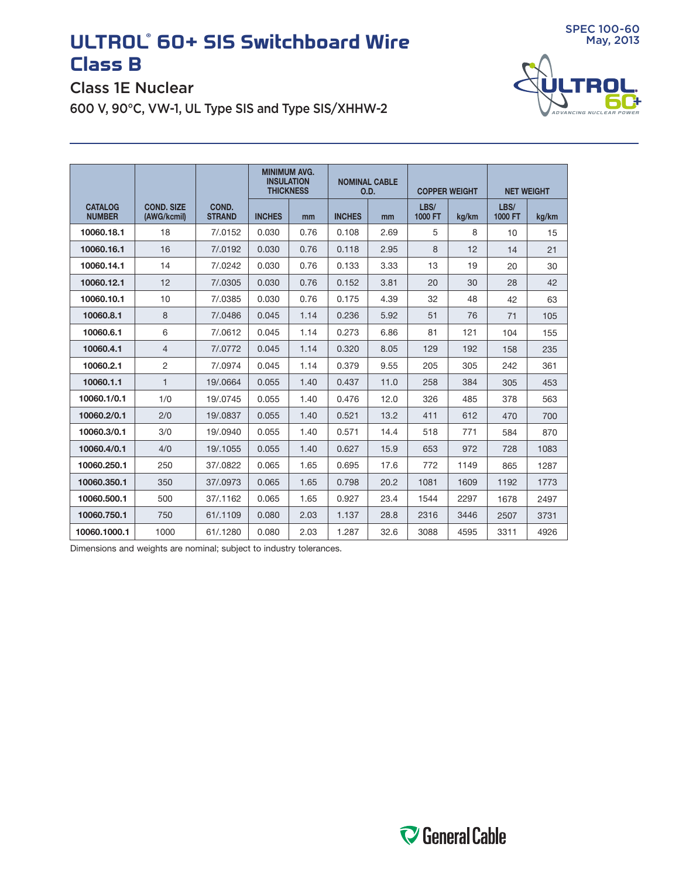# ULTROL® 60+ SIS Switchboard Wire Class B

## Class 1E Nuclear

600 V, 90°C, VW-1, UL Type SIS and Type SIS/XHHW-2

SPEC 100-60
May, 2013

| CATALOG NUMBER | COND. SIZE (AWG/kcmil) | COND. STRAND | MINIMUM AVG. INSULATION THICKNESS | | NOMINAL CABLE O.D. | | COPPER WEIGHT | | NET WEIGHT | |
|---|---|---|---|---|---|---|---|---|---|---|
| | | | INCHES | mm | INCHES | mm | LBS/ 1000 FT | kg/km | LBS/ 1000 FT | kg/km |
| 10060.18.1 | 18 | 7/.0152 | 0.030 | 0.76 | 0.108 | 2.69 | 5 | 8 | 10 | 15 |
| 10060.16.1 | 16 | 7/.0192 | 0.030 | 0.76 | 0.118 | 2.95 | 8 | 12 | 14 | 21 |
| 10060.14.1 | 14 | 7/.0242 | 0.030 | 0.76 | 0.133 | 3.33 | 13 | 19 | 20 | 30 |
| 10060.12.1 | 12 | 7/.0305 | 0.030 | 0.76 | 0.152 | 3.81 | 20 | 30 | 28 | 42 |
| 10060.10.1 | 10 | 7/.0385 | 0.030 | 0.76 | 0.175 | 4.39 | 32 | 48 | 42 | 63 |
| 10060.8.1 | 8 | 7/.0486 | 0.045 | 1.14 | 0.236 | 5.92 | 51 | 76 | 71 | 105 |
| 10060.6.1 | 6 | 7/.0612 | 0.045 | 1.14 | 0.273 | 6.86 | 81 | 121 | 104 | 155 |
| 10060.4.1 | 4 | 7/.0772 | 0.045 | 1.14 | 0.320 | 8.05 | 129 | 192 | 158 | 235 |
| 10060.2.1 | 2 | 7/.0974 | 0.045 | 1.14 | 0.379 | 9.55 | 205 | 305 | 242 | 361 |
| 10060.1.1 | 1 | 19/.0664 | 0.055 | 1.40 | 0.437 | 11.0 | 258 | 384 | 305 | 453 |
| 10060.1/0.1 | 1/0 | 19/.0745 | 0.055 | 1.40 | 0.476 | 12.0 | 326 | 485 | 378 | 563 |
| 10060.2/0.1 | 2/0 | 19/.0837 | 0.055 | 1.40 | 0.521 | 13.2 | 411 | 612 | 470 | 700 |
| 10060.3/0.1 | 3/0 | 19/.0940 | 0.055 | 1.40 | 0.571 | 14.4 | 518 | 771 | 584 | 870 |
| 10060.4/0.1 | 4/0 | 19/.1055 | 0.055 | 1.40 | 0.627 | 15.9 | 653 | 972 | 728 | 1083 |
| 10060.250.1 | 250 | 37/.0822 | 0.065 | 1.65 | 0.695 | 17.6 | 772 | 1149 | 865 | 1287 |
| 10060.350.1 | 350 | 37/.0973 | 0.065 | 1.65 | 0.798 | 20.2 | 1081 | 1609 | 1192 | 1773 |
| 10060.500.1 | 500 | 37/.1162 | 0.065 | 1.65 | 0.927 | 23.4 | 1544 | 2297 | 1678 | 2497 |
| 10060.750.1 | 750 | 61/.1109 | 0.080 | 2.03 | 1.137 | 28.8 | 2316 | 3446 | 2507 | 3731 |
| 10060.1000.1 | 1000 | 61/.1280 | 0.080 | 2.03 | 1.287 | 32.6 | 3088 | 4595 | 3311 | 4926 |

Dimensions and weights are nominal; subject to industry tolerances.

General Cable